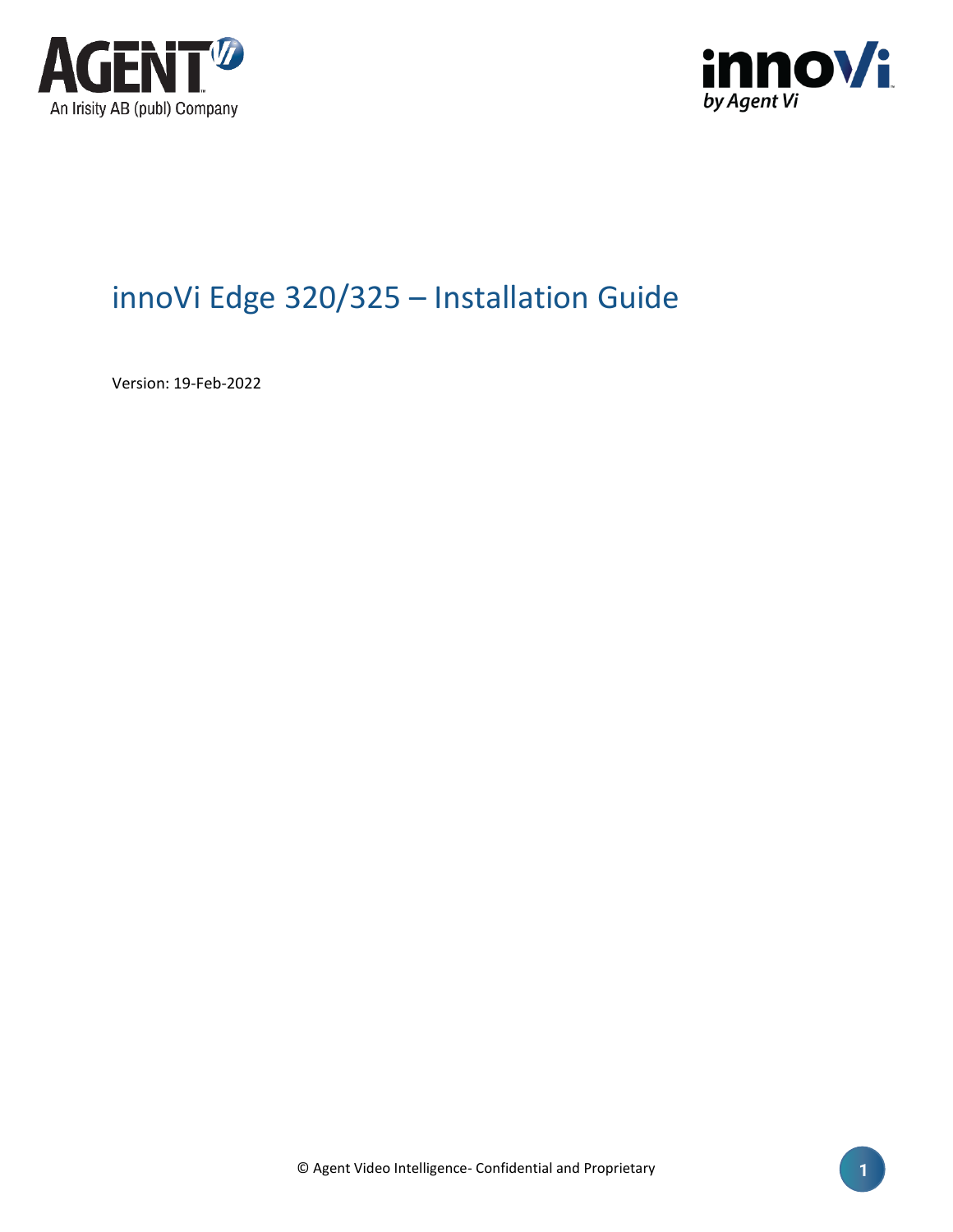AGENT Vi

An Irisity AB (publ) Company

innoVi by Agent Vi

# innoVi Edge 320/325 – Installation Guide

Version: 19-Feb-2022

© Agent Video Intelligence- Confidential and Proprietary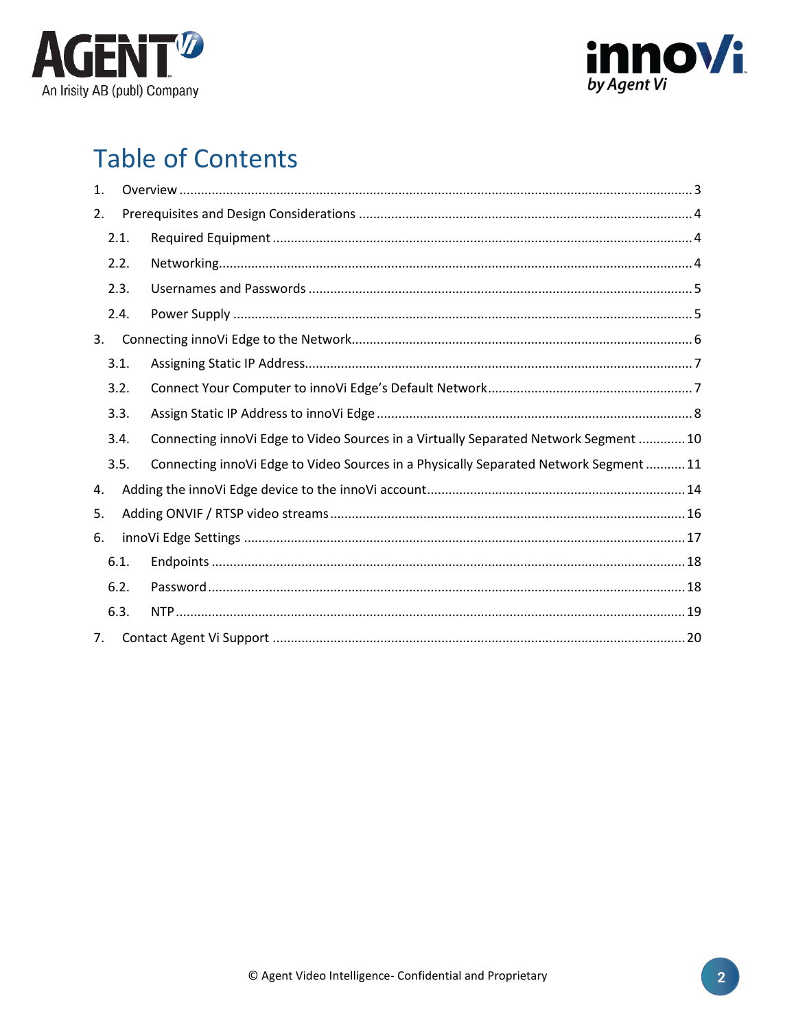# Table of Contents

1. Overview ............................................................................................................................................. 3
2. Prerequisites and Design Considerations ............................................................................................ 4
   - 2.1. Required Equipment .................................................................................................................... 4
   - 2.2. Networking.................................................................................................................................. 4
   - 2.3. Usernames and Passwords .......................................................................................................... 5
   - 2.4. Power Supply ............................................................................................................................... 5
3. Connecting innoVi Edge to the Network.............................................................................................. 6
   - 3.1. Assigning Static IP Address........................................................................................................... 7
   - 3.2. Connect Your Computer to innoVi Edge's Default Network......................................................... 7
   - 3.3. Assign Static IP Address to innoVi Edge ....................................................................................... 8
   - 3.4. Connecting innoVi Edge to Video Sources in a Virtually Separated Network Segment ............. 10
   - 3.5. Connecting innoVi Edge to Video Sources in a Physically Separated Network Segment ........... 11
4. Adding the innoVi Edge device to the innoVi account....................................................................... 14
5. Adding ONVIF / RTSP video streams .................................................................................................. 16
6. innoVi Edge Settings .......................................................................................................................... 17
   - 6.1. Endpoints ................................................................................................................................... 18
   - 6.2. Password ................................................................................................................................... 18
   - 6.3. NTP ............................................................................................................................................ 19
7. Contact Agent Vi Support .................................................................................................................. 20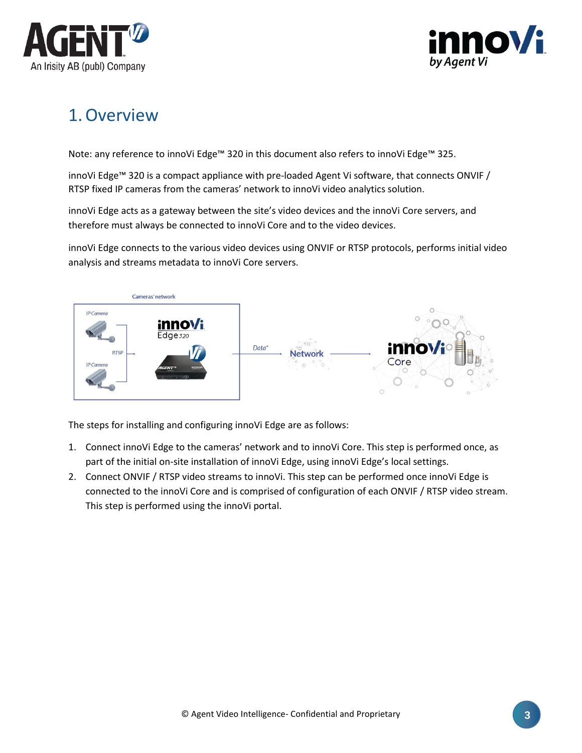# 1. Overview

Note: any reference to innoVi Edge™ 320 in this document also refers to innoVi Edge™ 325.

innoVi Edge™ 320 is a compact appliance with pre-loaded Agent Vi software, that connects ONVIF / RTSP fixed IP cameras from the cameras' network to innoVi video analytics solution.

innoVi Edge acts as a gateway between the site's video devices and the innoVi Core servers, and therefore must always be connected to innoVi Core and to the video devices.

innoVi Edge connects to the various video devices using ONVIF or RTSP protocols, performs initial video analysis and streams metadata to innoVi Core servers.

The steps for installing and configuring innoVi Edge are as follows:

1. Connect innoVi Edge to the cameras' network and to innoVi Core. This step is performed once, as part of the initial on-site installation of innoVi Edge, using innoVi Edge's local settings.
2. Connect ONVIF / RTSP video streams to innoVi. This step can be performed once innoVi Edge is connected to the innoVi Core and is comprised of configuration of each ONVIF / RTSP video stream. This step is performed using the innoVi portal.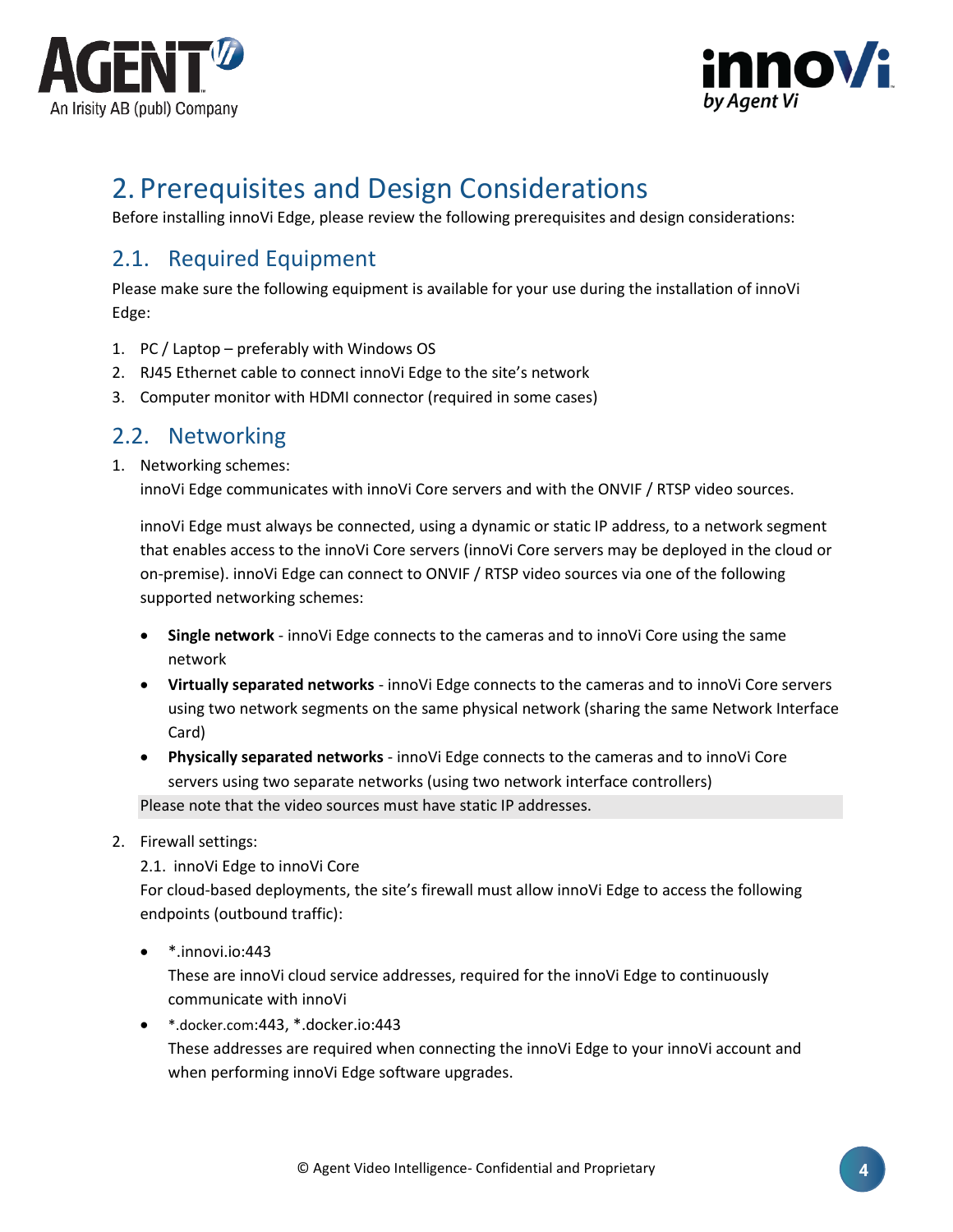# 2. Prerequisites and Design Considerations

Before installing innoVi Edge, please review the following prerequisites and design considerations:

## 2.1. Required Equipment

Please make sure the following equipment is available for your use during the installation of innoVi Edge:

1. PC / Laptop – preferably with Windows OS
2. RJ45 Ethernet cable to connect innoVi Edge to the site's network
3. Computer monitor with HDMI connector (required in some cases)

## 2.2. Networking

1. Networking schemes:
   innoVi Edge communicates with innoVi Core servers and with the ONVIF / RTSP video sources.

   innoVi Edge must always be connected, using a dynamic or static IP address, to a network segment that enables access to the innoVi Core servers (innoVi Core servers may be deployed in the cloud or on-premise). innoVi Edge can connect to ONVIF / RTSP video sources via one of the following supported networking schemes:

   - **Single network** - innoVi Edge connects to the cameras and to innoVi Core using the same network
   - **Virtually separated networks** - innoVi Edge connects to the cameras and to innoVi Core servers using two network segments on the same physical network (sharing the same Network Interface Card)
   - **Physically separated networks** - innoVi Edge connects to the cameras and to innoVi Core servers using two separate networks (using two network interface controllers)

   Please note that the video sources must have static IP addresses.

2. Firewall settings:
   2.1. innoVi Edge to innoVi Core
   For cloud-based deployments, the site's firewall must allow innoVi Edge to access the following endpoints (outbound traffic):

   - *.innovi.io:443
     These are innoVi cloud service addresses, required for the innoVi Edge to continuously communicate with innoVi
   - *.docker.com:443, *.docker.io:443
     These addresses are required when connecting the innoVi Edge to your innoVi account and when performing innoVi Edge software upgrades.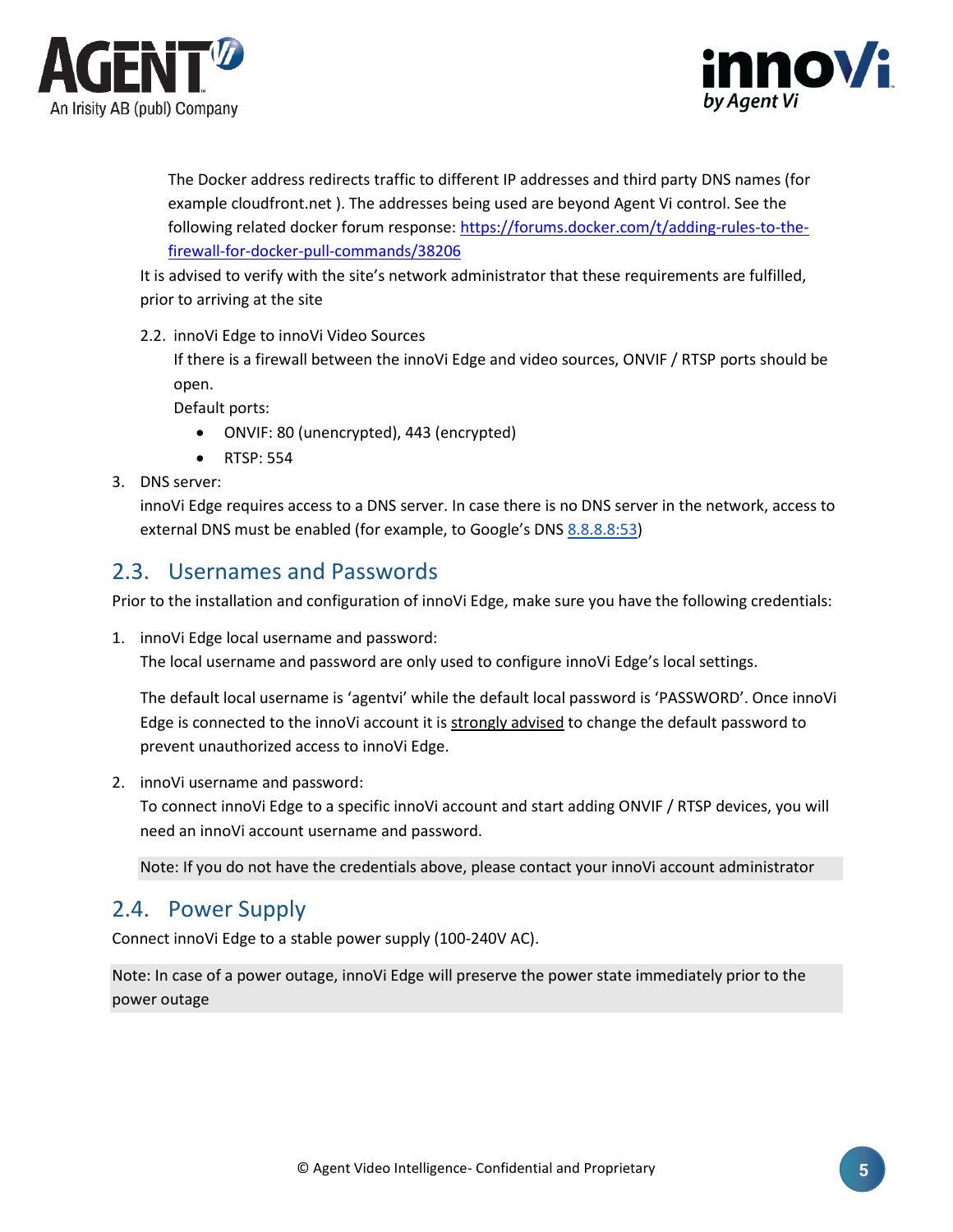The Docker address redirects traffic to different IP addresses and third party DNS names (for example cloudfront.net ). The addresses being used are beyond Agent Vi control. See the following related docker forum response: [https://forums.docker.com/t/adding-rules-to-the-firewall-for-docker-pull-commands/38206](https://forums.docker.com/t/adding-rules-to-the-firewall-for-docker-pull-commands/38206)

It is advised to verify with the site's network administrator that these requirements are fulfilled, prior to arriving at the site

2.2. innoVi Edge to innoVi Video Sources

If there is a firewall between the innoVi Edge and video sources, ONVIF / RTSP ports should be open.

Default ports:

- ONVIF: 80 (unencrypted), 443 (encrypted)
- RTSP: 554

3. DNS server:

innoVi Edge requires access to a DNS server. In case there is no DNS server in the network, access to external DNS must be enabled (for example, to Google's DNS 8.8.8.8:53)

## 2.3. Usernames and Passwords

Prior to the installation and configuration of innoVi Edge, make sure you have the following credentials:

1. innoVi Edge local username and password:

   The local username and password are only used to configure innoVi Edge's local settings.

   The default local username is 'agentvi' while the default local password is 'PASSWORD'. Once innoVi Edge is connected to the innoVi account it is strongly advised to change the default password to prevent unauthorized access to innoVi Edge.

2. innoVi username and password:

   To connect innoVi Edge to a specific innoVi account and start adding ONVIF / RTSP devices, you will need an innoVi account username and password.

   Note: If you do not have the credentials above, please contact your innoVi account administrator

## 2.4. Power Supply

Connect innoVi Edge to a stable power supply (100-240V AC).

Note: In case of a power outage, innoVi Edge will preserve the power state immediately prior to the power outage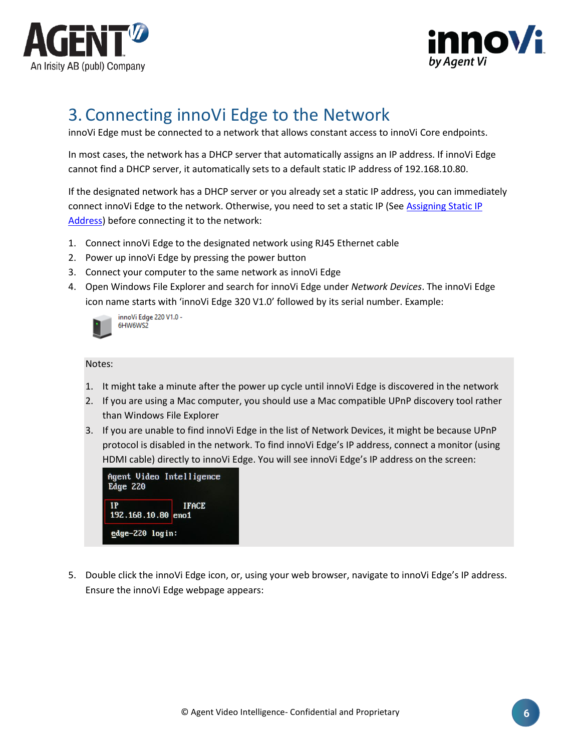# 3. Connecting innoVi Edge to the Network

innoVi Edge must be connected to a network that allows constant access to innoVi Core endpoints.

In most cases, the network has a DHCP server that automatically assigns an IP address. If innoVi Edge cannot find a DHCP server, it automatically sets to a default static IP address of 192.168.10.80.

If the designated network has a DHCP server or you already set a static IP address, you can immediately connect innoVi Edge to the network. Otherwise, you need to set a static IP (See Assigning Static IP Address) before connecting it to the network:

1. Connect innoVi Edge to the designated network using RJ45 Ethernet cable
2. Power up innoVi Edge by pressing the power button
3. Connect your computer to the same network as innoVi Edge
4. Open Windows File Explorer and search for innoVi Edge under *Network Devices*. The innoVi Edge icon name starts with 'innoVi Edge 320 V1.0' followed by its serial number. Example:

   innoVi Edge 220 V1.0 - 6HW6WS2

   Notes:

   1. It might take a minute after the power up cycle until innoVi Edge is discovered in the network
   2. If you are using a Mac computer, you should use a Mac compatible UPnP discovery tool rather than Windows File Explorer
   3. If you are unable to find innoVi Edge in the list of Network Devices, it might be because UPnP protocol is disabled in the network. To find innoVi Edge's IP address, connect a monitor (using HDMI cable) directly to innoVi Edge. You will see innoVi Edge's IP address on the screen:

   ```
   Agent Video Intelligence
   Edge 220

   IP              IFACE
   192.168.10.80   eno1

   edge-220 login:
   ```

5. Double click the innoVi Edge icon, or, using your web browser, navigate to innoVi Edge's IP address. Ensure the innoVi Edge webpage appears: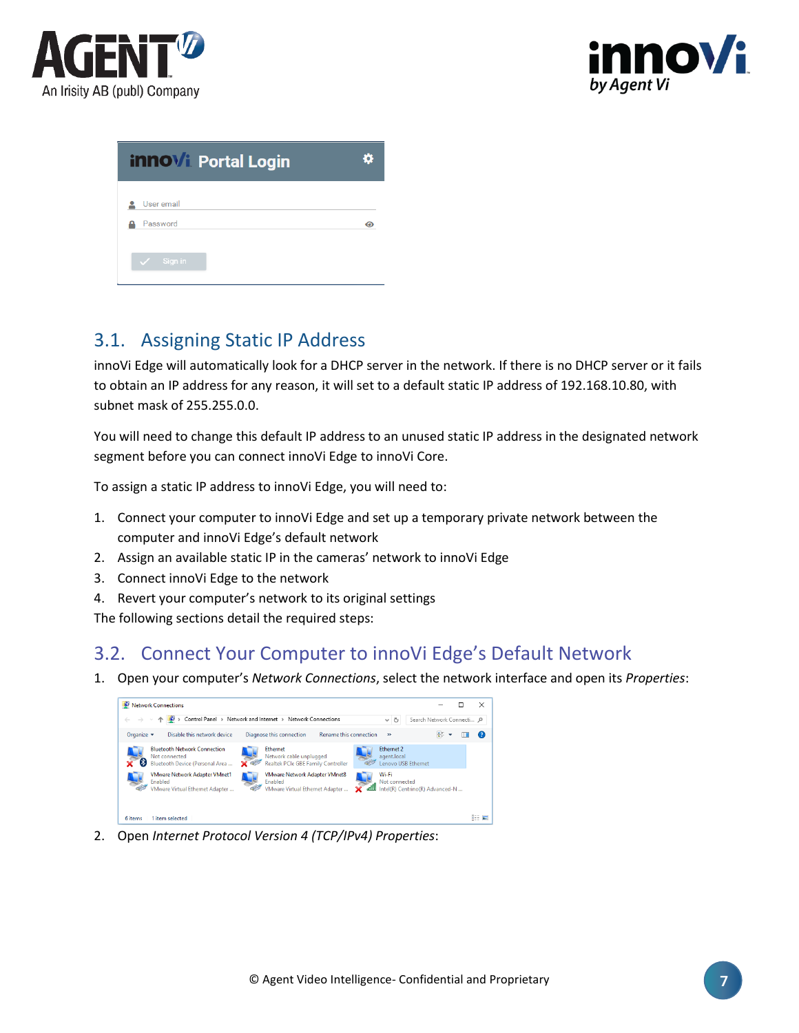## 3.1. Assigning Static IP Address

innoVi Edge will automatically look for a DHCP server in the network. If there is no DHCP server or it fails to obtain an IP address for any reason, it will set to a default static IP address of 192.168.10.80, with subnet mask of 255.255.0.0.

You will need to change this default IP address to an unused static IP address in the designated network segment before you can connect innoVi Edge to innoVi Core.

To assign a static IP address to innoVi Edge, you will need to:

1. Connect your computer to innoVi Edge and set up a temporary private network between the computer and innoVi Edge's default network
2. Assign an available static IP in the cameras' network to innoVi Edge
3. Connect innoVi Edge to the network
4. Revert your computer's network to its original settings

The following sections detail the required steps:

## 3.2. Connect Your Computer to innoVi Edge's Default Network

1. Open your computer's *Network Connections*, select the network interface and open its *Properties*:
2. Open *Internet Protocol Version 4 (TCP/IPv4) Properties*: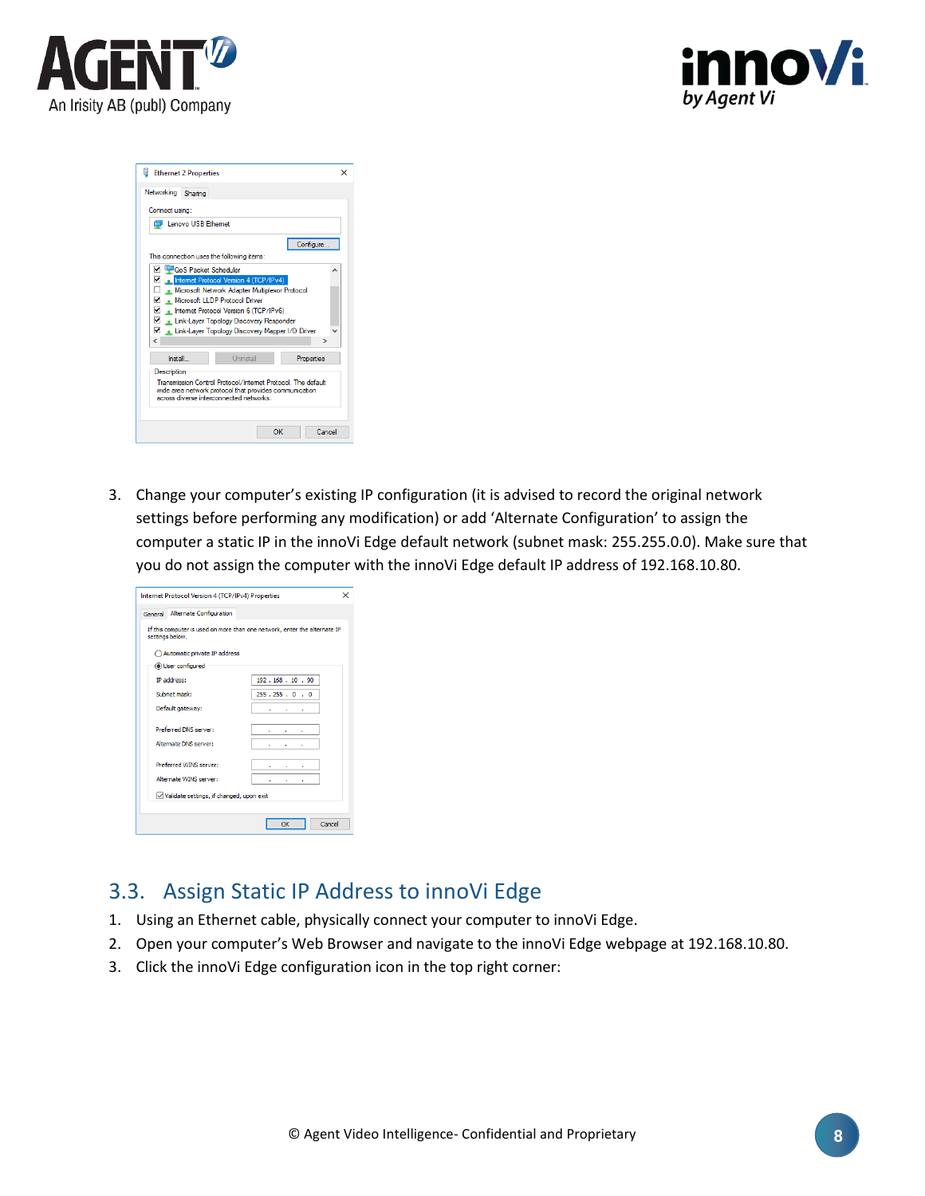3. Change your computer's existing IP configuration (it is advised to record the original network settings before performing any modification) or add 'Alternate Configuration' to assign the computer a static IP in the innoVi Edge default network (subnet mask: 255.255.0.0). Make sure that you do not assign the computer with the innoVi Edge default IP address of 192.168.10.80.

## 3.3. Assign Static IP Address to innoVi Edge

1. Using an Ethernet cable, physically connect your computer to innoVi Edge.
2. Open your computer's Web Browser and navigate to the innoVi Edge webpage at 192.168.10.80.
3. Click the innoVi Edge configuration icon in the top right corner: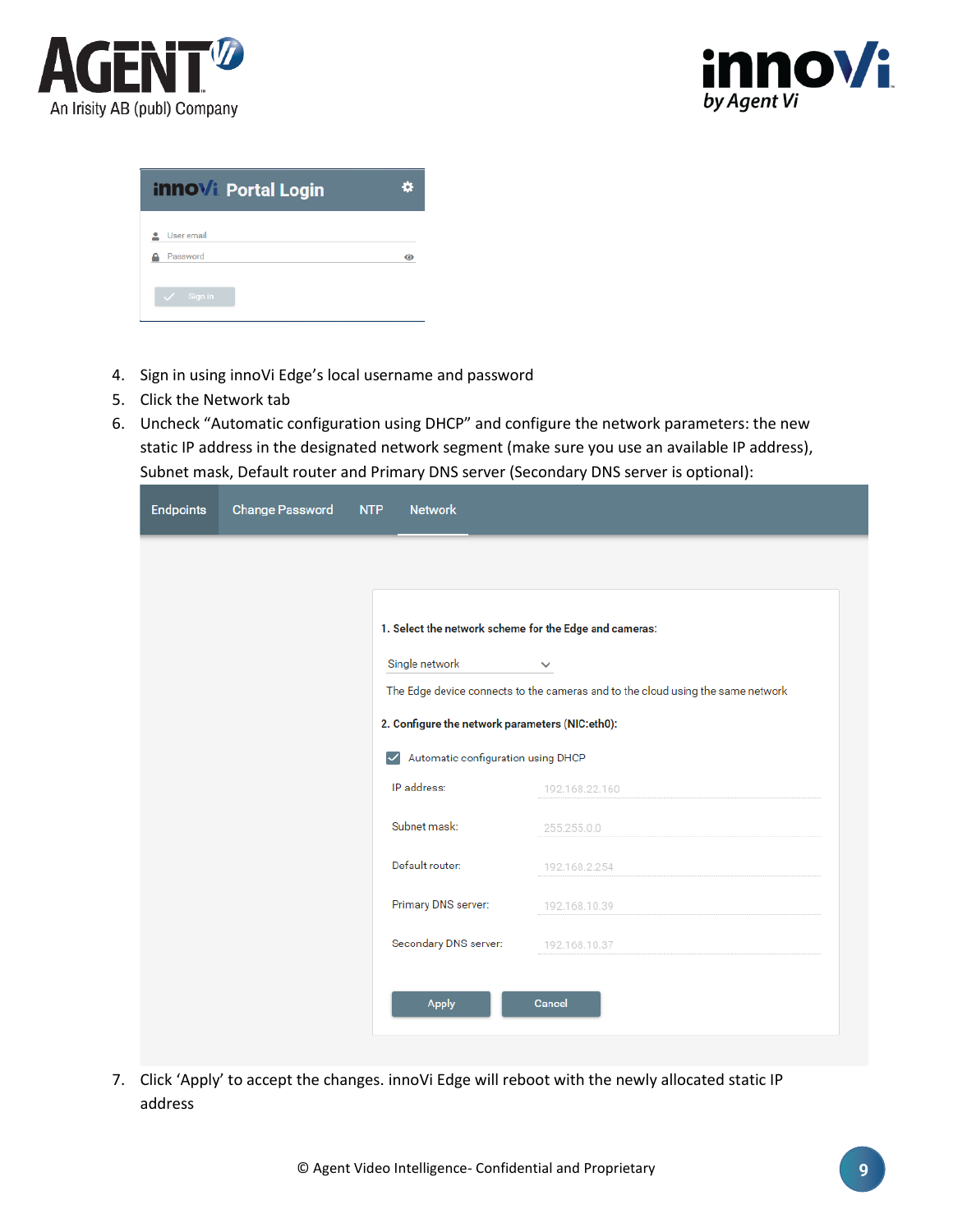4. Sign in using innoVi Edge's local username and password
5. Click the Network tab
6. Uncheck "Automatic configuration using DHCP" and configure the network parameters: the new static IP address in the designated network segment (make sure you use an available IP address), Subnet mask, Default router and Primary DNS server (Secondary DNS server is optional):

7. Click 'Apply' to accept the changes. innoVi Edge will reboot with the newly allocated static IP address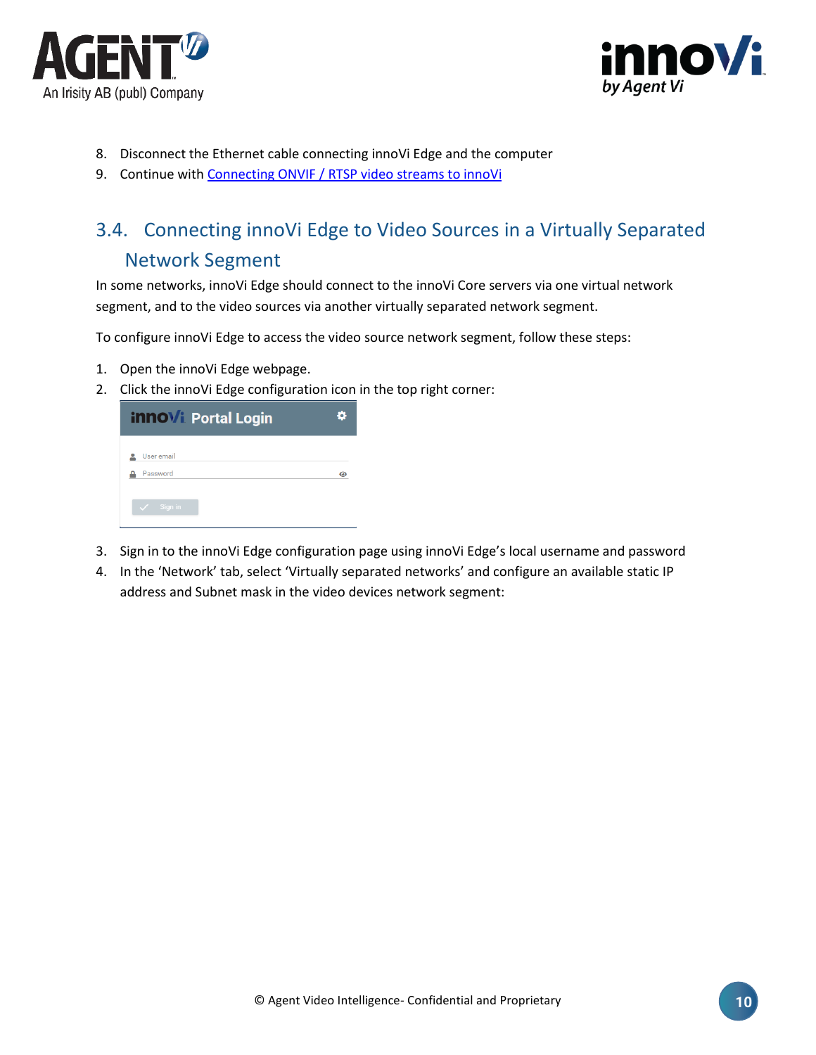8. Disconnect the Ethernet cable connecting innoVi Edge and the computer
9. Continue with [Connecting ONVIF / RTSP video streams to innoVi]()

## 3.4. Connecting innoVi Edge to Video Sources in a Virtually Separated Network Segment

In some networks, innoVi Edge should connect to the innoVi Core servers via one virtual network segment, and to the video sources via another virtually separated network segment.

To configure innoVi Edge to access the video source network segment, follow these steps:

1. Open the innoVi Edge webpage.
2. Click the innoVi Edge configuration icon in the top right corner:
3. Sign in to the innoVi Edge configuration page using innoVi Edge's local username and password
4. In the 'Network' tab, select 'Virtually separated networks' and configure an available static IP address and Subnet mask in the video devices network segment: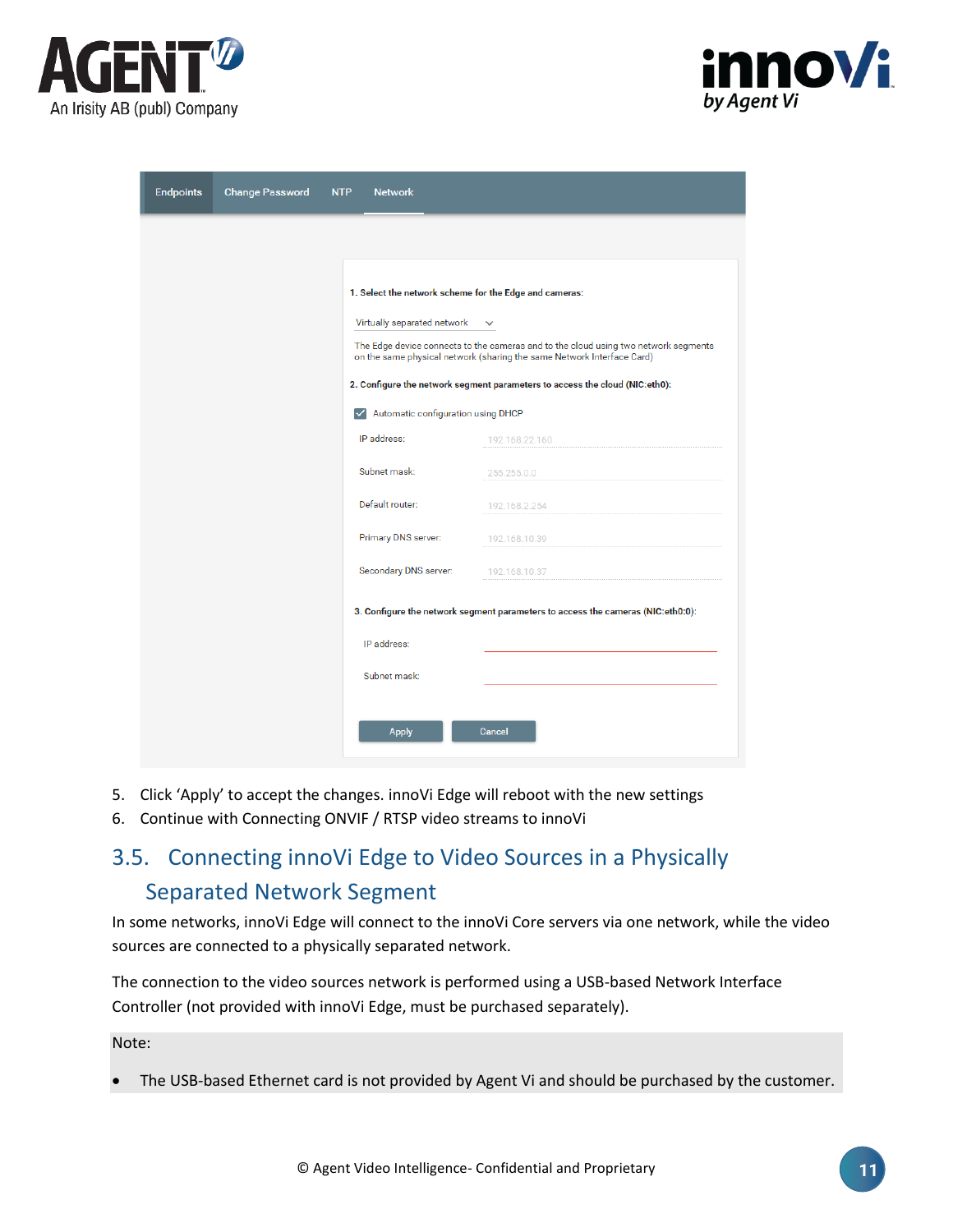Endpoints | Change Password | NTP | Network

1. Select the network scheme for the Edge and cameras:

Virtually separated network

The Edge device connects to the cameras and to the cloud using two network segments on the same physical network (sharing the same Network Interface Card)

2. Configure the network segment parameters to access the cloud (NIC:eth0):

☑ Automatic configuration using DHCP

| | |
|---|---|
| IP address: | 192.168.22.160 |
| Subnet mask: | 255.255.0.0 |
| Default router: | 192.168.2.254 |
| Primary DNS server: | 192.168.10.39 |
| Secondary DNS server: | 192.168.10.37 |

3. Configure the network segment parameters to access the cameras (NIC:eth0:0):

| | |
|---|---|
| IP address: | |
| Subnet mask: | |

Apply | Cancel

5. Click 'Apply' to accept the changes. innoVi Edge will reboot with the new settings
6. Continue with Connecting ONVIF / RTSP video streams to innoVi

## 3.5. Connecting innoVi Edge to Video Sources in a Physically Separated Network Segment

In some networks, innoVi Edge will connect to the innoVi Core servers via one network, while the video sources are connected to a physically separated network.

The connection to the video sources network is performed using a USB-based Network Interface Controller (not provided with innoVi Edge, must be purchased separately).

Note:

- The USB-based Ethernet card is not provided by Agent Vi and should be purchased by the customer.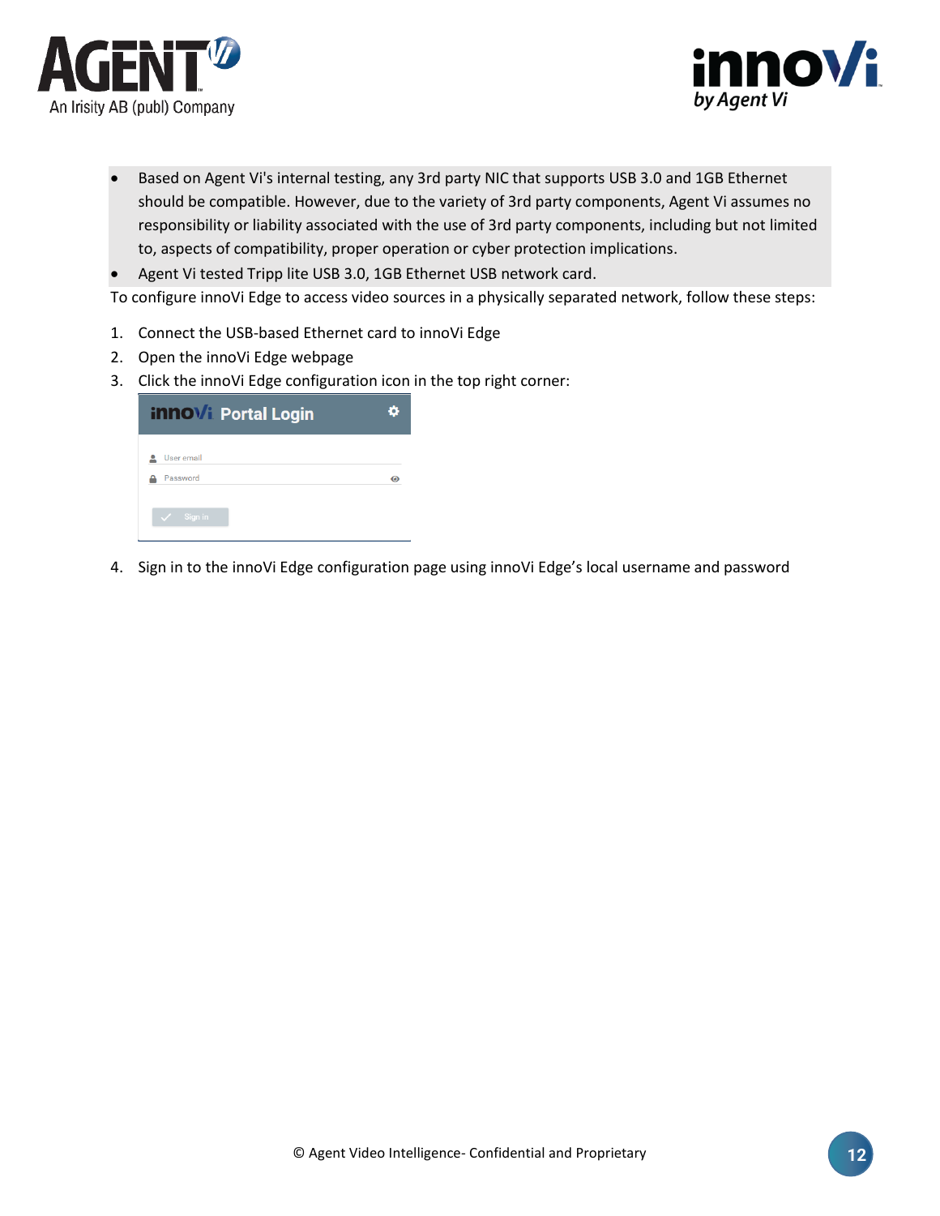- Based on Agent Vi's internal testing, any 3rd party NIC that supports USB 3.0 and 1GB Ethernet should be compatible. However, due to the variety of 3rd party components, Agent Vi assumes no responsibility or liability associated with the use of 3rd party components, including but not limited to, aspects of compatibility, proper operation or cyber protection implications.
- Agent Vi tested Tripp lite USB 3.0, 1GB Ethernet USB network card.

To configure innoVi Edge to access video sources in a physically separated network, follow these steps:

1. Connect the USB-based Ethernet card to innoVi Edge
2. Open the innoVi Edge webpage
3. Click the innoVi Edge configuration icon in the top right corner:
4. Sign in to the innoVi Edge configuration page using innoVi Edge's local username and password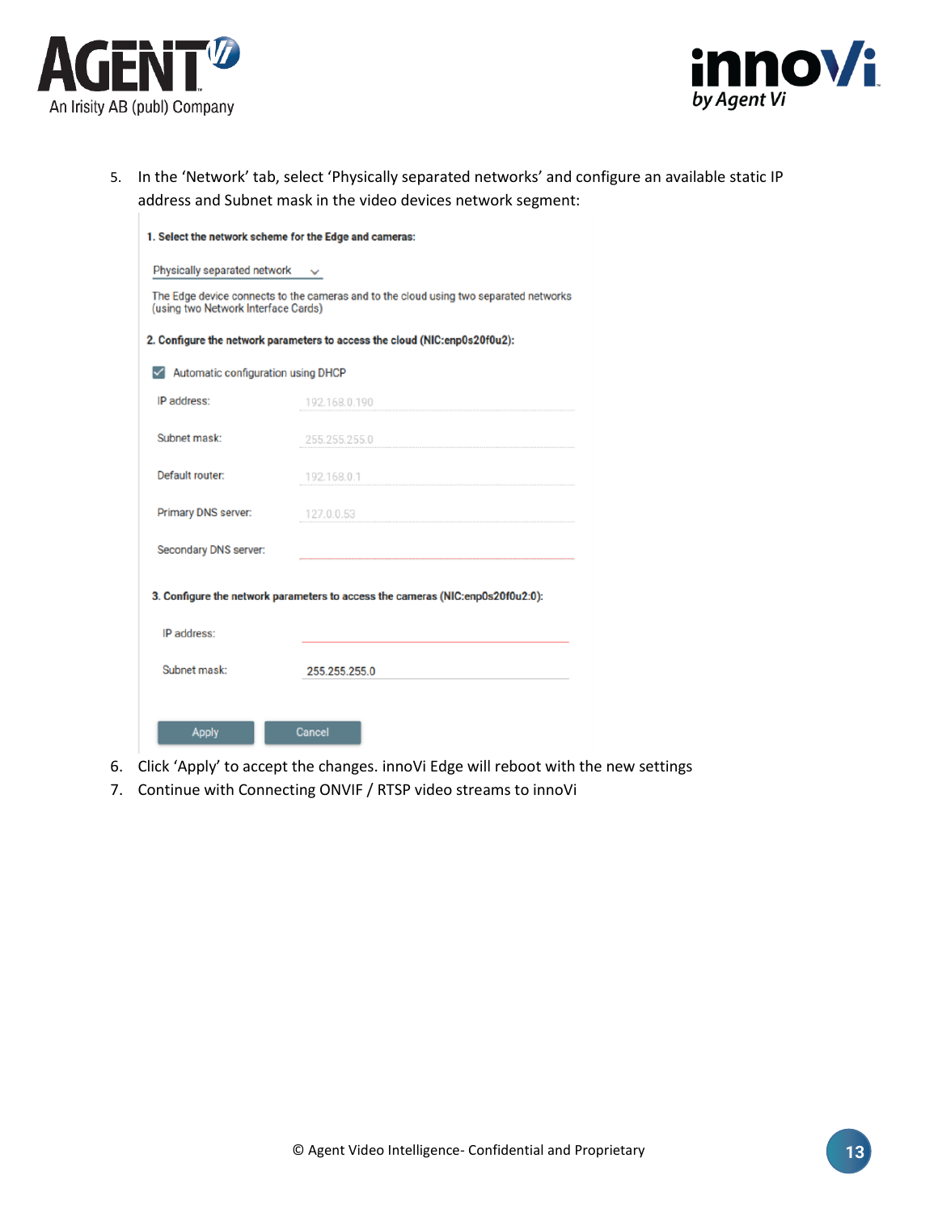5. In the 'Network' tab, select 'Physically separated networks' and configure an available static IP address and Subnet mask in the video devices network segment:

**1. Select the network scheme for the Edge and cameras:**

Physically separated network

The Edge device connects to the cameras and to the cloud using two separated networks (using two Network Interface Cards)

**2. Configure the network parameters to access the cloud (NIC:enp0s20f0u2):**

☑ Automatic configuration using DHCP

| | |
|---|---|
| IP address: | 192.168.0.190 |
| Subnet mask: | 255.255.255.0 |
| Default router: | 192.168.0.1 |
| Primary DNS server: | 127.0.0.53 |
| Secondary DNS server: | |

**3. Configure the network parameters to access the cameras (NIC:enp0s20f0u2:0):**

| | |
|---|---|
| IP address: | |
| Subnet mask: | 255.255.255.0 |

Apply | Cancel

6. Click 'Apply' to accept the changes. innoVi Edge will reboot with the new settings
7. Continue with Connecting ONVIF / RTSP video streams to innoVi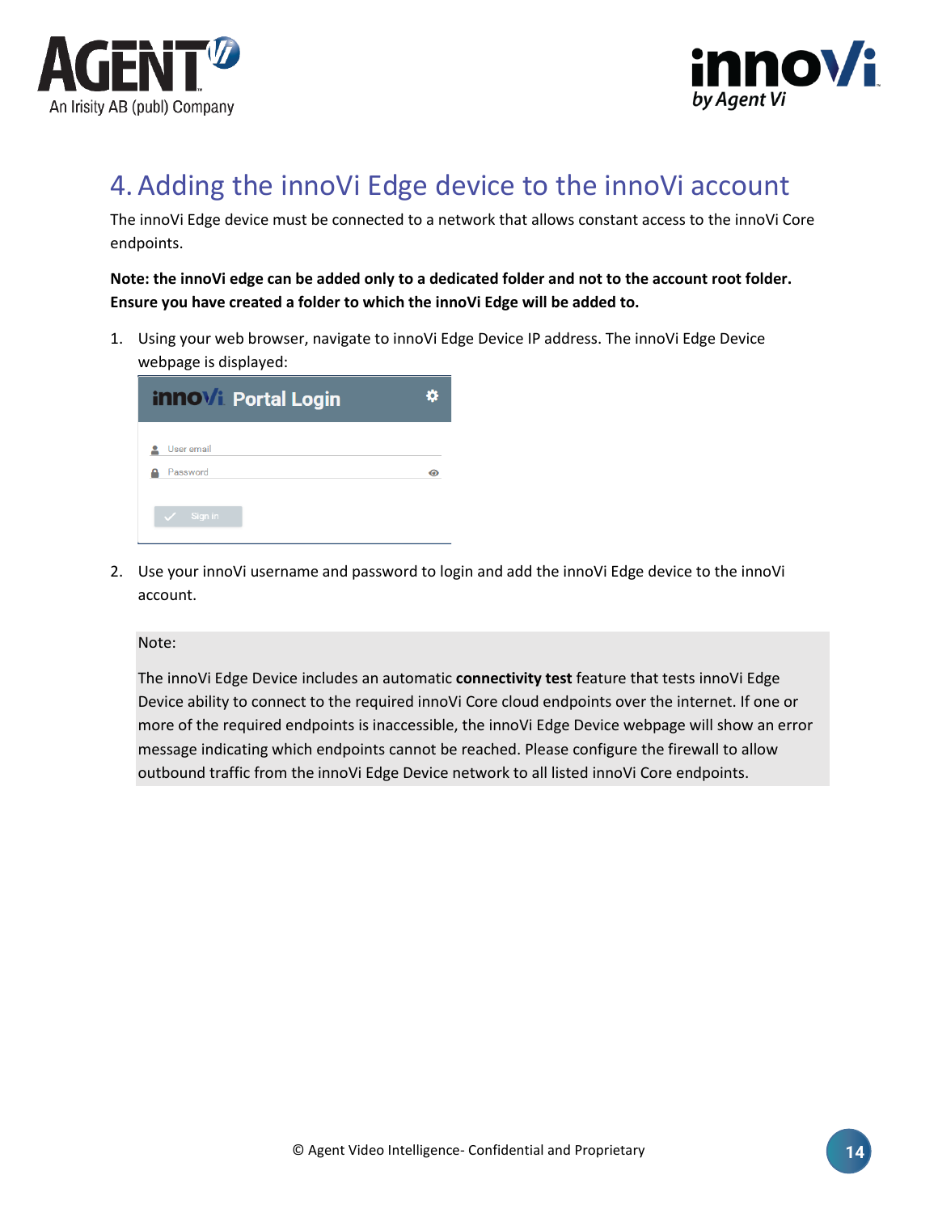# 4. Adding the innoVi Edge device to the innoVi account

The innoVi Edge device must be connected to a network that allows constant access to the innoVi Core endpoints.

**Note: the innoVi edge can be added only to a dedicated folder and not to the account root folder. Ensure you have created a folder to which the innoVi Edge will be added to.**

1. Using your web browser, navigate to innoVi Edge Device IP address. The innoVi Edge Device webpage is displayed:

2. Use your innoVi username and password to login and add the innoVi Edge device to the innoVi account.

> Note:
>
> The innoVi Edge Device includes an automatic **connectivity test** feature that tests innoVi Edge Device ability to connect to the required innoVi Core cloud endpoints over the internet. If one or more of the required endpoints is inaccessible, the innoVi Edge Device webpage will show an error message indicating which endpoints cannot be reached. Please configure the firewall to allow outbound traffic from the innoVi Edge Device network to all listed innoVi Core endpoints.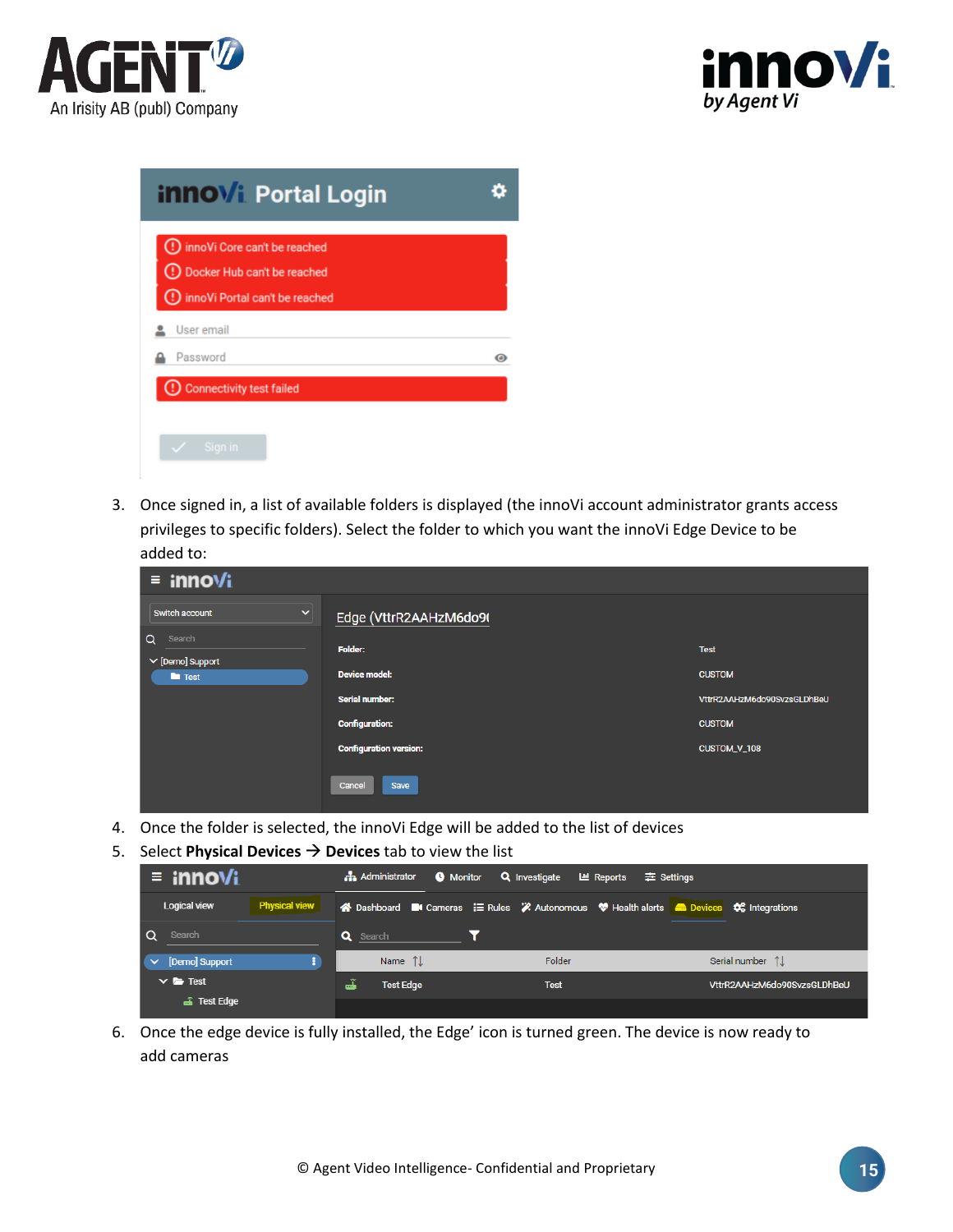3. Once signed in, a list of available folders is displayed (the innoVi account administrator grants access privileges to specific folders). Select the folder to which you want the innoVi Edge Device to be added to:

4. Once the folder is selected, the innoVi Edge will be added to the list of devices

5. Select **Physical Devices → Devices** tab to view the list

6. Once the edge device is fully installed, the Edge' icon is turned green. The device is now ready to add cameras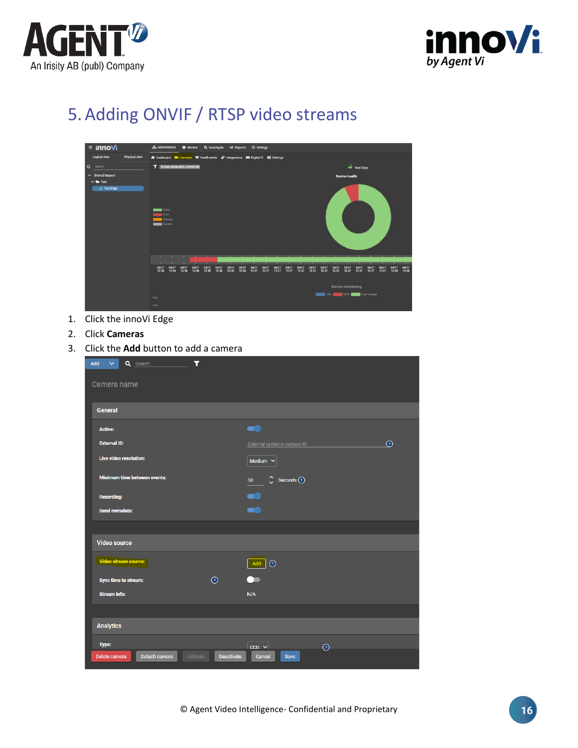# 5. Adding ONVIF / RTSP video streams

1. Click the innoVi Edge
2. Click **Cameras**
3. Click the **Add** button to add a camera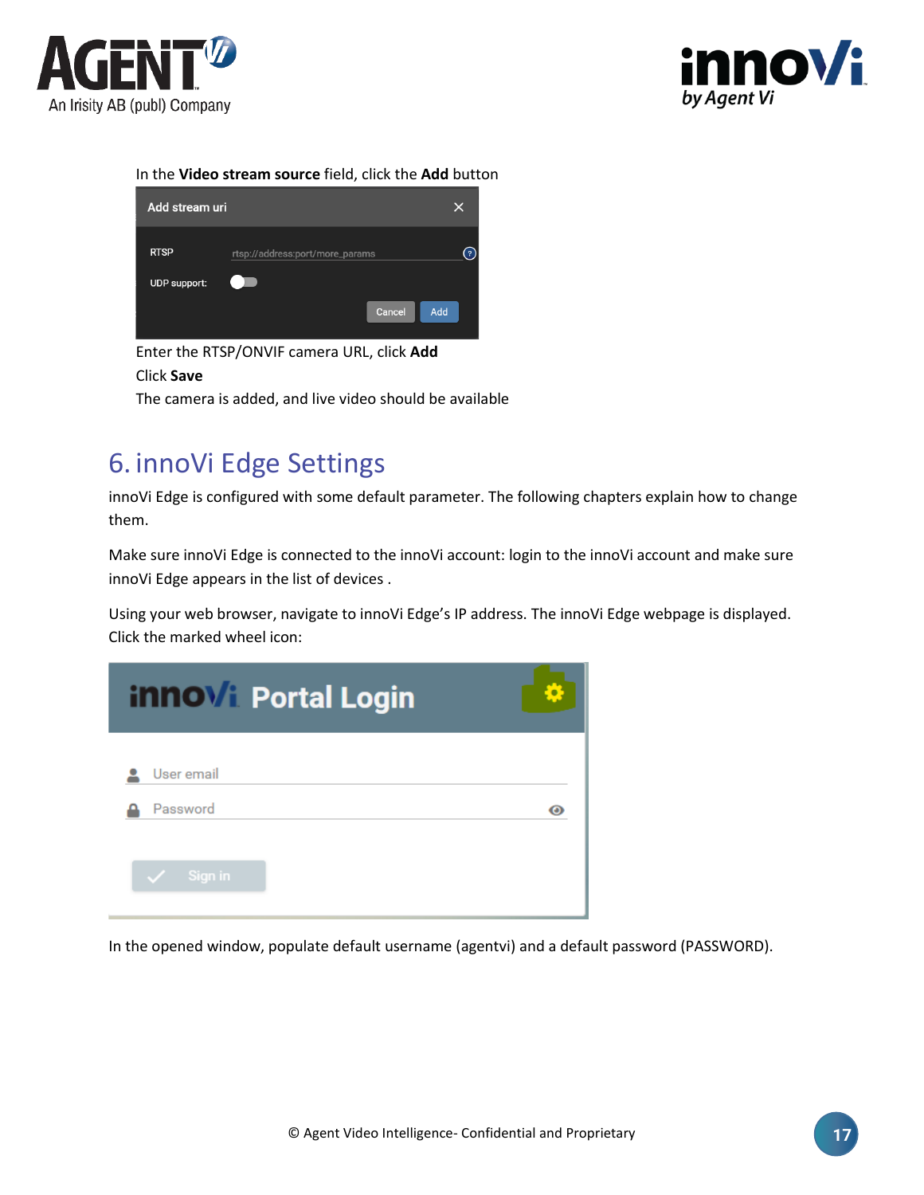In the **Video stream source** field, click the **Add** button

Enter the RTSP/ONVIF camera URL, click **Add**

Click **Save**

The camera is added, and live video should be available

# 6. innoVi Edge Settings

innoVi Edge is configured with some default parameter. The following chapters explain how to change them.

Make sure innoVi Edge is connected to the innoVi account: login to the innoVi account and make sure innoVi Edge appears in the list of devices .

Using your web browser, navigate to innoVi Edge's IP address. The innoVi Edge webpage is displayed. Click the marked wheel icon:

In the opened window, populate default username (agentvi) and a default password (PASSWORD).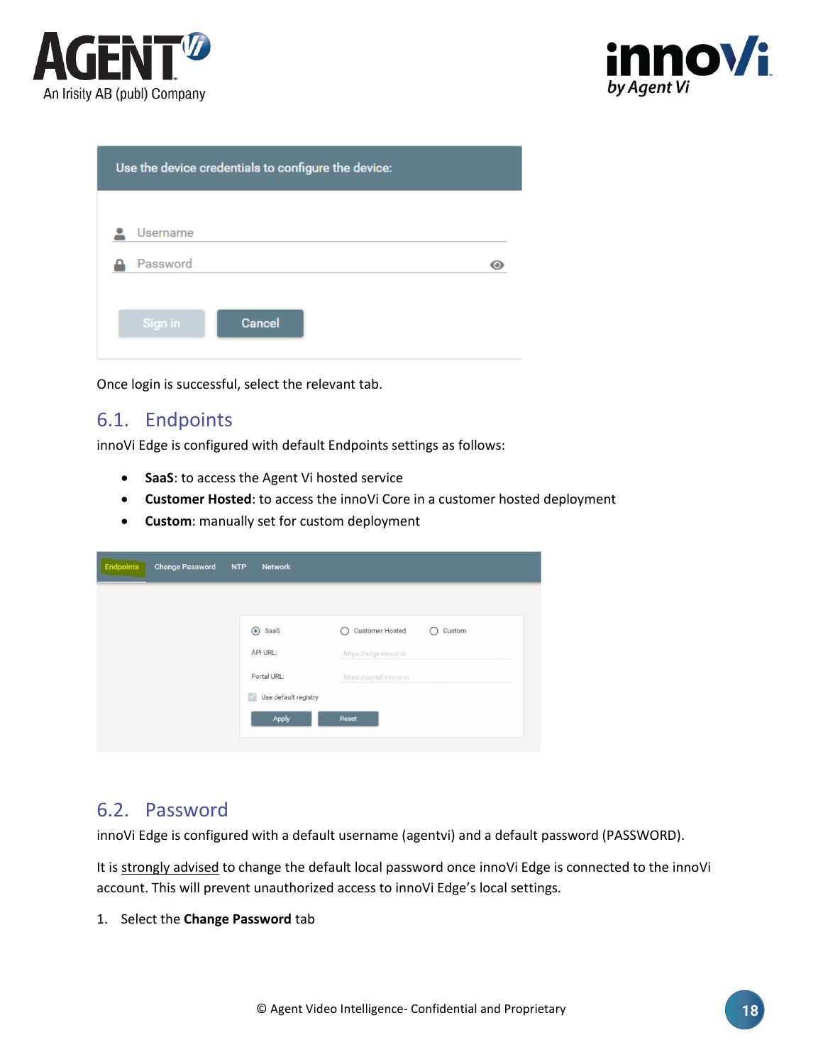Once login is successful, select the relevant tab.

## 6.1. Endpoints

innoVi Edge is configured with default Endpoints settings as follows:

- **SaaS**: to access the Agent Vi hosted service
- **Customer Hosted**: to access the innoVi Core in a customer hosted deployment
- **Custom**: manually set for custom deployment

## 6.2. Password

innoVi Edge is configured with a default username (agentvi) and a default password (PASSWORD).

It is strongly advised to change the default local password once innoVi Edge is connected to the innoVi account. This will prevent unauthorized access to innoVi Edge's local settings.

1. Select the **Change Password** tab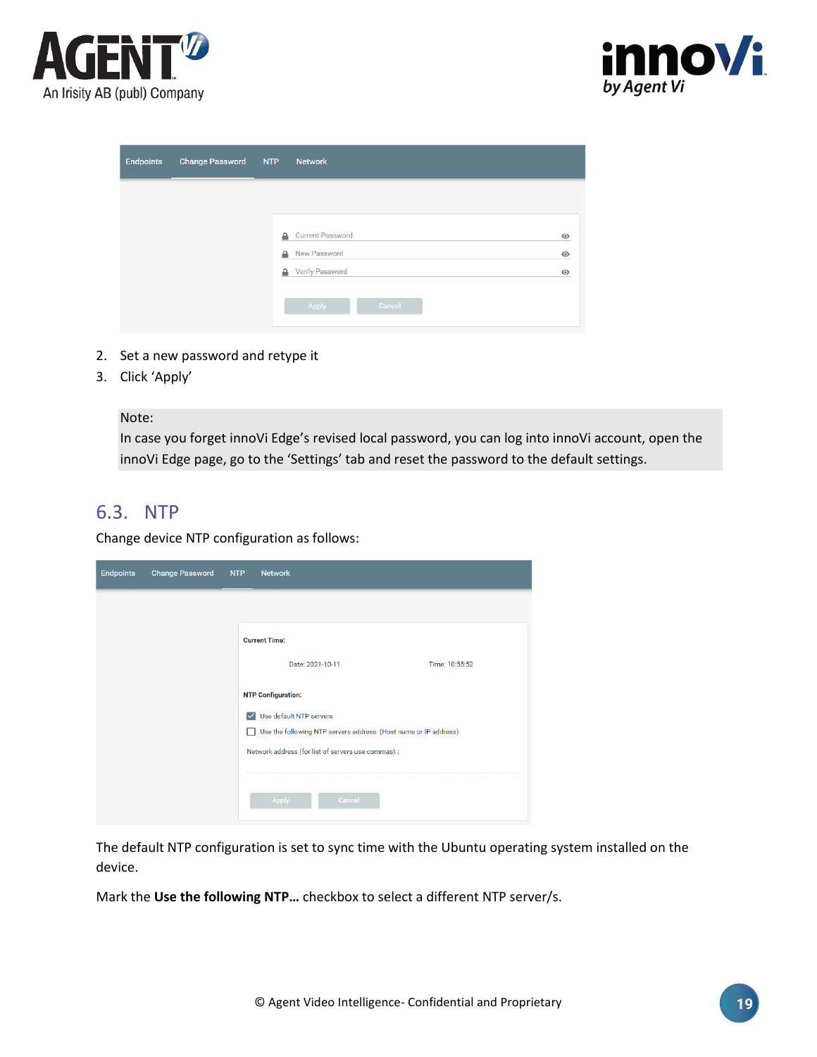2. Set a new password and retype it
3. Click 'Apply'

> Note:
> In case you forget innoVi Edge's revised local password, you can log into innoVi account, open the innoVi Edge page, go to the 'Settings' tab and reset the password to the default settings.

## 6.3. NTP

Change device NTP configuration as follows:

The default NTP configuration is set to sync time with the Ubuntu operating system installed on the device.

Mark the **Use the following NTP…** checkbox to select a different NTP server/s.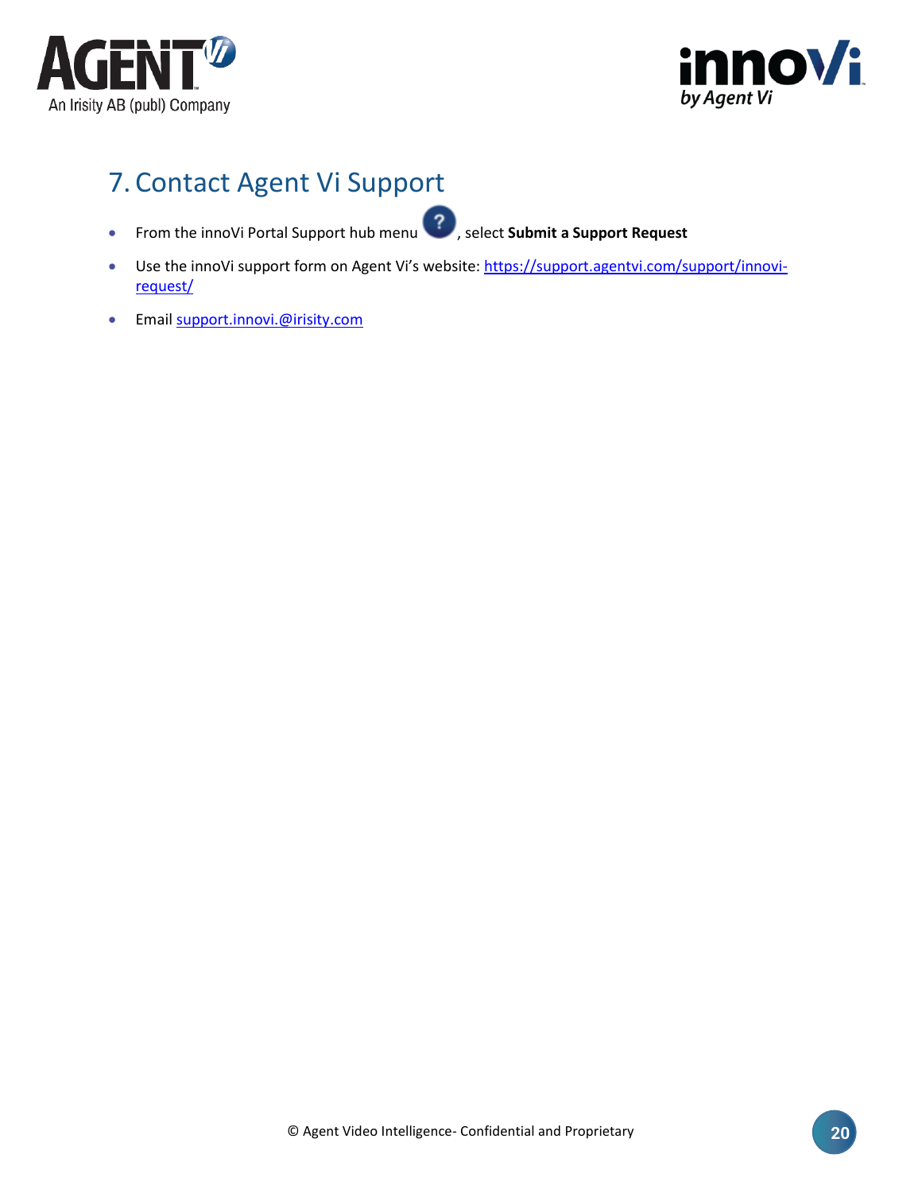# 7. Contact Agent Vi Support

- From the innoVi Portal Support hub menu , select **Submit a Support Request**
- Use the innoVi support form on Agent Vi's website: https://support.agentvi.com/support/innovi-request/
- Email support.innovi.@irisity.com